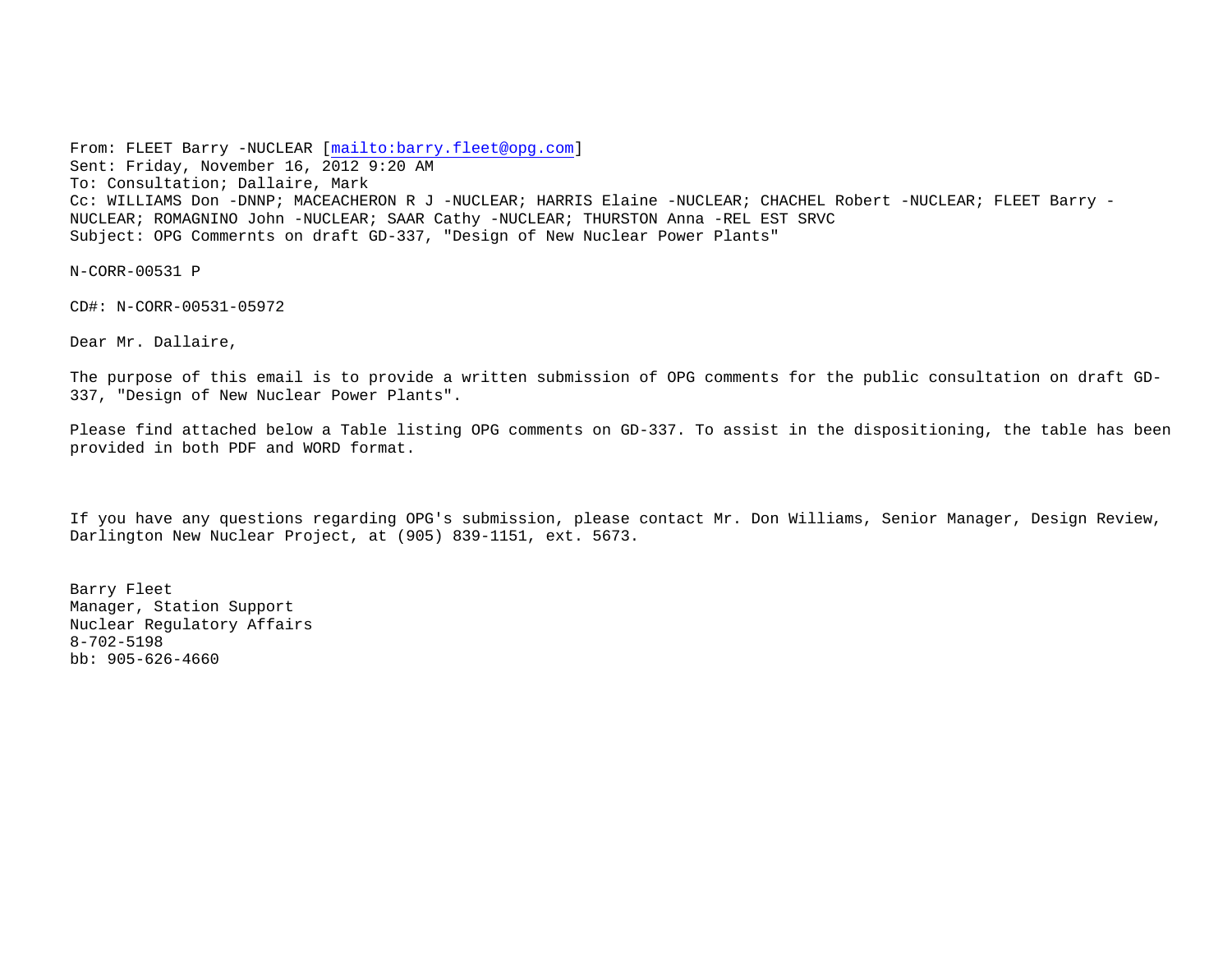From: FLEET Barry -NUCLEAR [mailto:barry.fleet@opg.com]
Sent: Friday, November 16, 2012 9:20 AM
To: Consultation; Dallaire, Mark
Cc: WILLIAMS Don -DNNP; MACEACHERON R J -NUCLEAR; HARRIS Elaine -NUCLEAR; CHACHEL Robert -NUCLEAR; FLEET Barry -NUCLEAR; ROMAGNINO John -NUCLEAR; SAAR Cathy -NUCLEAR; THURSTON Anna -REL EST SRVC
Subject: OPG Commernts on draft GD-337, "Design of New Nuclear Power Plants"

N-CORR-00531 P

CD#: N-CORR-00531-05972

Dear Mr. Dallaire,

The purpose of this email is to provide a written submission of OPG comments for the public consultation on draft GD-337, "Design of New Nuclear Power Plants".

Please find attached below a Table listing OPG comments on GD-337. To assist in the dispositioning, the table has been provided in both PDF and WORD format.

If you have any questions regarding OPG's submission, please contact Mr. Don Williams, Senior Manager, Design Review, Darlington New Nuclear Project, at (905) 839-1151, ext. 5673.

Barry Fleet
Manager, Station Support
Nuclear Regulatory Affairs
8-702-5198
bb: 905-626-4660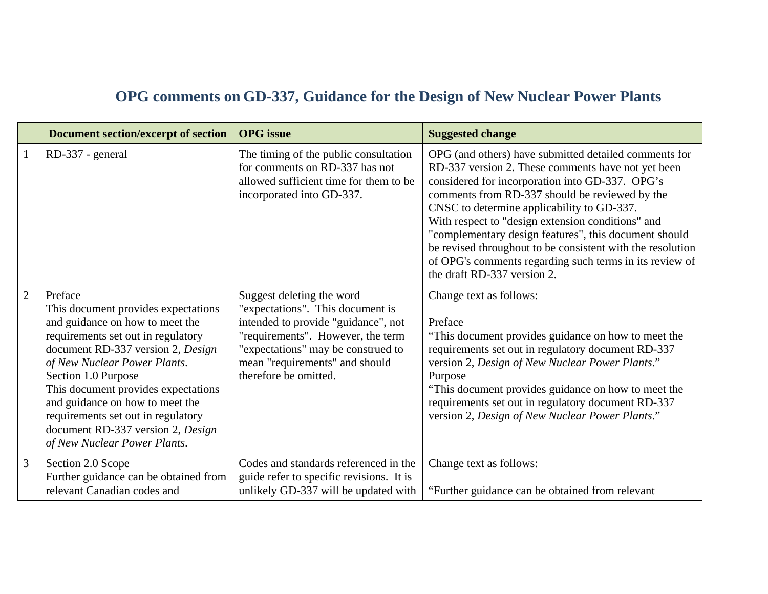## OPG comments on GD-337, Guidance for the Design of New Nuclear Power Plants

| | Document section/excerpt of section | OPG issue | Suggested change |
|---|---|---|---|
| 1 | RD-337 - general | The timing of the public consultation for comments on RD-337 has not allowed sufficient time for them to be incorporated into GD-337. | OPG (and others) have submitted detailed comments for RD-337 version 2. These comments have not yet been considered for incorporation into GD-337. OPG's comments from RD-337 should be reviewed by the CNSC to determine applicability to GD-337.<br>With respect to "design extension conditions" and "complementary design features", this document should be revised throughout to be consistent with the resolution of OPG's comments regarding such terms in its review of the draft RD-337 version 2. |
| 2 | Preface<br>This document provides expectations and guidance on how to meet the requirements set out in regulatory document RD-337 version 2, *Design of New Nuclear Power Plants*.<br>Section 1.0 Purpose<br>This document provides expectations and guidance on how to meet the requirements set out in regulatory document RD-337 version 2, *Design of New Nuclear Power Plants*. | Suggest deleting the word "expectations". This document is intended to provide "guidance", not "requirements". However, the term "expectations" may be construed to mean "requirements" and should therefore be omitted. | Change text as follows:<br><br>Preface<br>"This document provides guidance on how to meet the requirements set out in regulatory document RD-337 version 2, *Design of New Nuclear Power Plants*."<br>Purpose<br>"This document provides guidance on how to meet the requirements set out in regulatory document RD-337 version 2, *Design of New Nuclear Power Plants*." |
| 3 | Section 2.0 Scope<br>Further guidance can be obtained from relevant Canadian codes and | Codes and standards referenced in the guide refer to specific revisions. It is unlikely GD-337 will be updated with | Change text as follows:<br><br>"Further guidance can be obtained from relevant |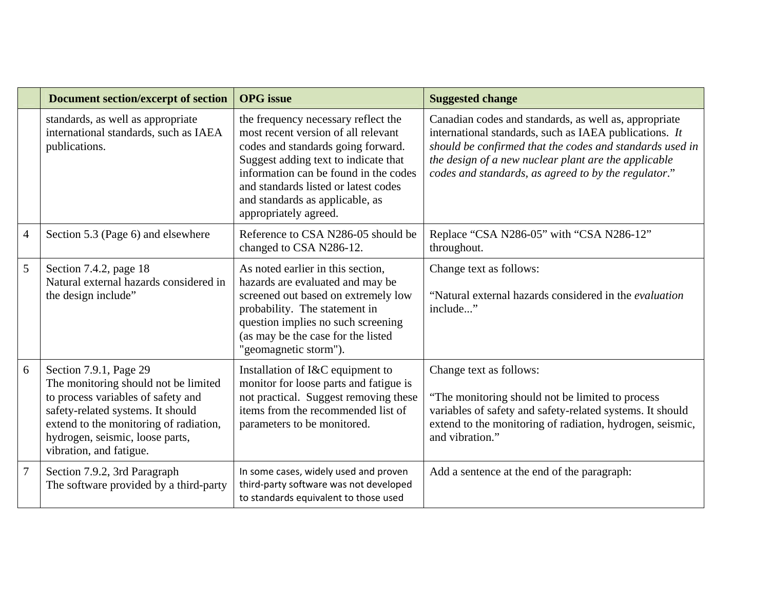|  | Document section/excerpt of section | OPG issue | Suggested change |
|---|---|---|---|
|  | standards, as well as appropriate international standards, such as IAEA publications. | the frequency necessary reflect the most recent version of all relevant codes and standards going forward. Suggest adding text to indicate that information can be found in the codes and standards listed or latest codes and standards as applicable, as appropriately agreed. | Canadian codes and standards, as well as, appropriate international standards, such as IAEA publications. *It should be confirmed that the codes and standards used in the design of a new nuclear plant are the applicable codes and standards, as agreed to by the regulator*." |
| 4 | Section 5.3 (Page 6) and elsewhere | Reference to CSA N286-05 should be changed to CSA N286-12. | Replace "CSA N286-05" with "CSA N286-12" throughout. |
| 5 | Section 7.4.2, page 18<br>Natural external hazards considered in the design include" | As noted earlier in this section, hazards are evaluated and may be screened out based on extremely low probability. The statement in question implies no such screening (as may be the case for the listed "geomagnetic storm"). | Change text as follows:<br><br>"Natural external hazards considered in the *evaluation* include..." |
| 6 | Section 7.9.1, Page 29<br>The monitoring should not be limited to process variables of safety and safety-related systems. It should extend to the monitoring of radiation, hydrogen, seismic, loose parts, vibration, and fatigue. | Installation of I&C equipment to monitor for loose parts and fatigue is not practical. Suggest removing these items from the recommended list of parameters to be monitored. | Change text as follows:<br><br>"The monitoring should not be limited to process variables of safety and safety-related systems. It should extend to the monitoring of radiation, hydrogen, seismic, and vibration." |
| 7 | Section 7.9.2, 3rd Paragraph<br>The software provided by a third-party | In some cases, widely used and proven third-party software was not developed to standards equivalent to those used | Add a sentence at the end of the paragraph: |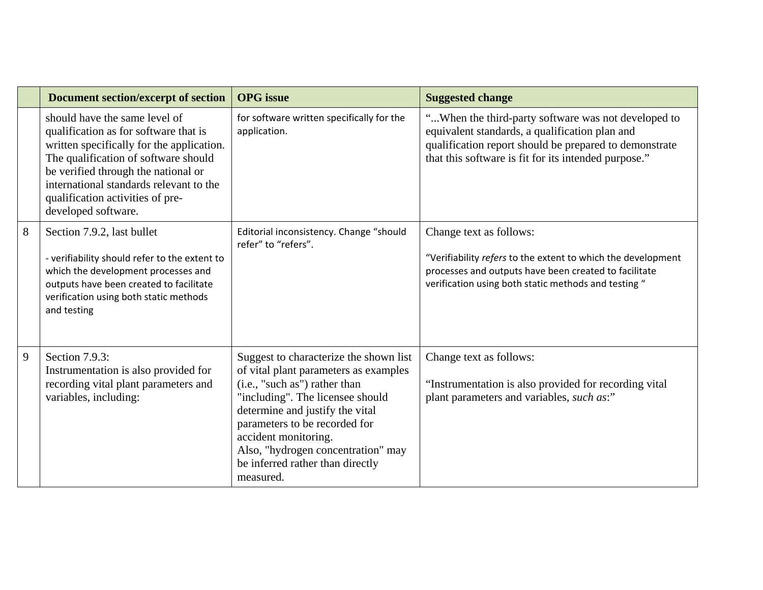|  | Document section/excerpt of section | OPG issue | Suggested change |
|---|---|---|---|
|  | should have the same level of qualification as for software that is written specifically for the application. The qualification of software should be verified through the national or international standards relevant to the qualification activities of pre-developed software. | for software written specifically for the application. | "...When the third-party software was not developed to equivalent standards, a qualification plan and qualification report should be prepared to demonstrate that this software is fit for its intended purpose." |
| 8 | Section 7.9.2, last bullet<br><br>- verifiability should refer to the extent to which the development processes and outputs have been created to facilitate verification using both static methods and testing | Editorial inconsistency. Change "should refer" to "refers". | Change text as follows:<br><br>"Verifiability *refers* to the extent to which the development processes and outputs have been created to facilitate verification using both static methods and testing " |
| 9 | Section 7.9.3:<br>Instrumentation is also provided for recording vital plant parameters and variables, including: | Suggest to characterize the shown list of vital plant parameters as examples (i.e., "such as") rather than "including". The licensee should determine and justify the vital parameters to be recorded for accident monitoring.<br>Also, "hydrogen concentration" may be inferred rather than directly measured. | Change text as follows:<br><br>"Instrumentation is also provided for recording vital plant parameters and variables, *such as*:" |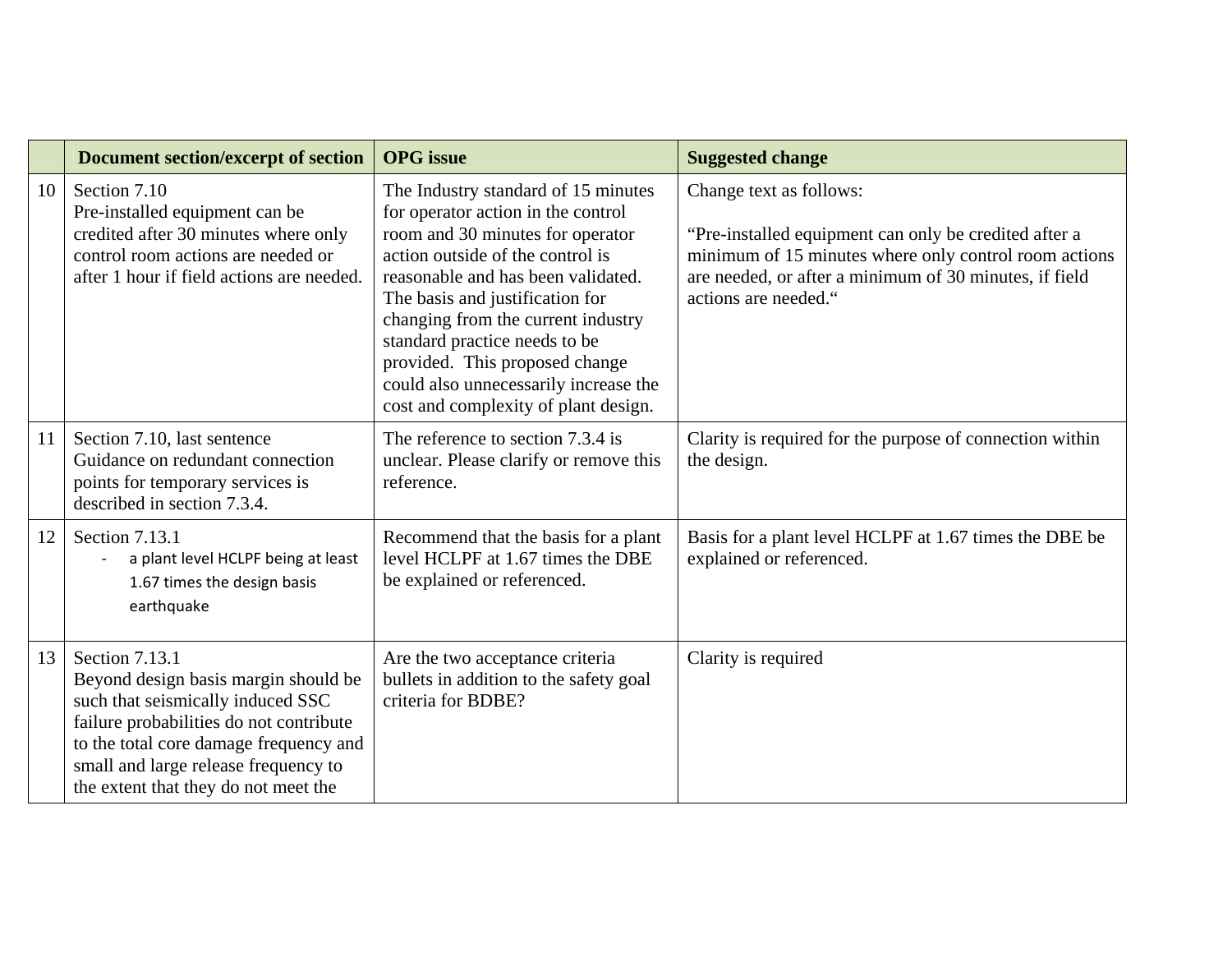| | Document section/excerpt of section | OPG issue | Suggested change |
|---|---|---|---|
| 10 | Section 7.10<br>Pre-installed equipment can be credited after 30 minutes where only control room actions are needed or after 1 hour if field actions are needed. | The Industry standard of 15 minutes for operator action in the control room and 30 minutes for operator action outside of the control is reasonable and has been validated. The basis and justification for changing from the current industry standard practice needs to be provided. This proposed change could also unnecessarily increase the cost and complexity of plant design. | Change text as follows:<br><br>"Pre-installed equipment can only be credited after a minimum of 15 minutes where only control room actions are needed, or after a minimum of 30 minutes, if field actions are needed." |
| 11 | Section 7.10, last sentence<br>Guidance on redundant connection points for temporary services is described in section 7.3.4. | The reference to section 7.3.4 is unclear. Please clarify or remove this reference. | Clarity is required for the purpose of connection within the design. |
| 12 | Section 7.13.1<br>- a plant level HCLPF being at least 1.67 times the design basis earthquake | Recommend that the basis for a plant level HCLPF at 1.67 times the DBE be explained or referenced. | Basis for a plant level HCLPF at 1.67 times the DBE be explained or referenced. |
| 13 | Section 7.13.1<br>Beyond design basis margin should be such that seismically induced SSC failure probabilities do not contribute to the total core damage frequency and small and large release frequency to the extent that they do not meet the | Are the two acceptance criteria bullets in addition to the safety goal criteria for BDBE? | Clarity is required |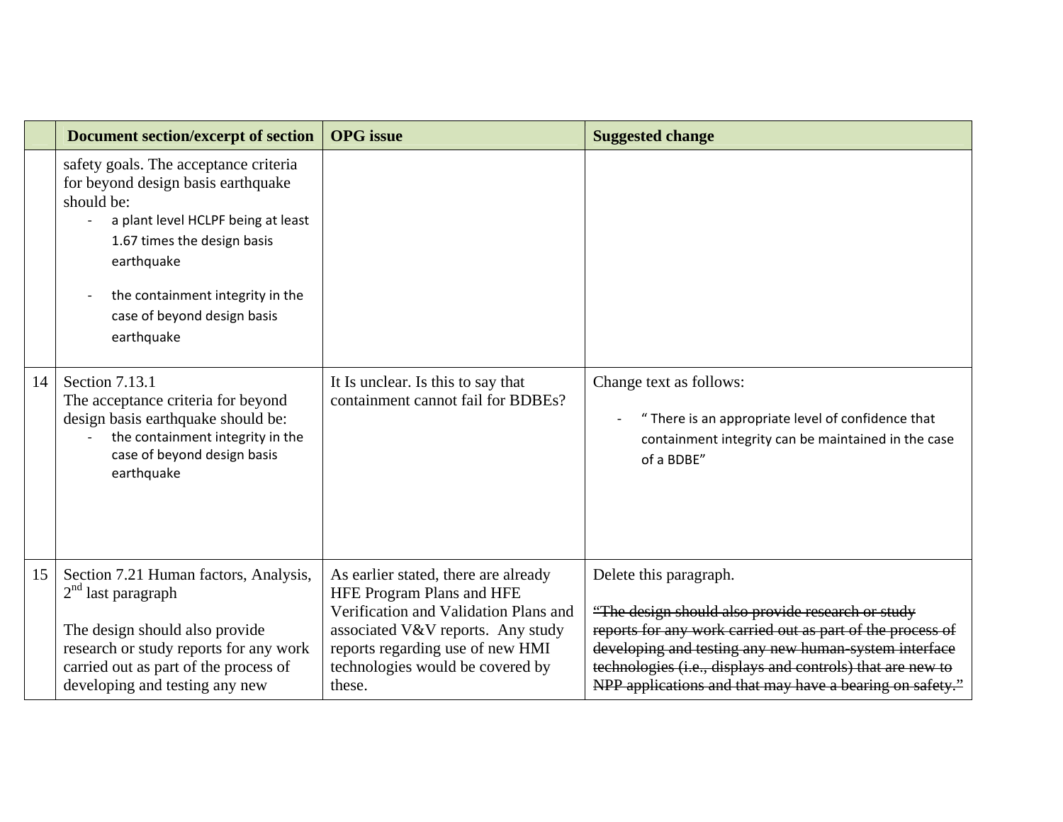|  | Document section/excerpt of section | OPG issue | Suggested change |
|---|---|---|---|
|  | safety goals. The acceptance criteria for beyond design basis earthquake should be:<br>- a plant level HCLPF being at least 1.67 times the design basis earthquake<br>- the containment integrity in the case of beyond design basis earthquake |  |  |
| 14 | Section 7.13.1<br>The acceptance criteria for beyond design basis earthquake should be:<br>- the containment integrity in the case of beyond design basis earthquake | It Is unclear. Is this to say that containment cannot fail for BDBEs? | Change text as follows:<br>- " There is an appropriate level of confidence that containment integrity can be maintained in the case of a BDBE" |
| 15 | Section 7.21 Human factors, Analysis, 2nd last paragraph<br><br>The design should also provide research or study reports for any work carried out as part of the process of developing and testing any new | As earlier stated, there are already HFE Program Plans and HFE Verification and Validation Plans and associated V&V reports. Any study reports regarding use of new HMI technologies would be covered by these. | Delete this paragraph.<br><br>~~"The design should also provide research or study reports for any work carried out as part of the process of developing and testing any new human-system interface technologies (i.e., displays and controls) that are new to NPP applications and that may have a bearing on safety."~~ |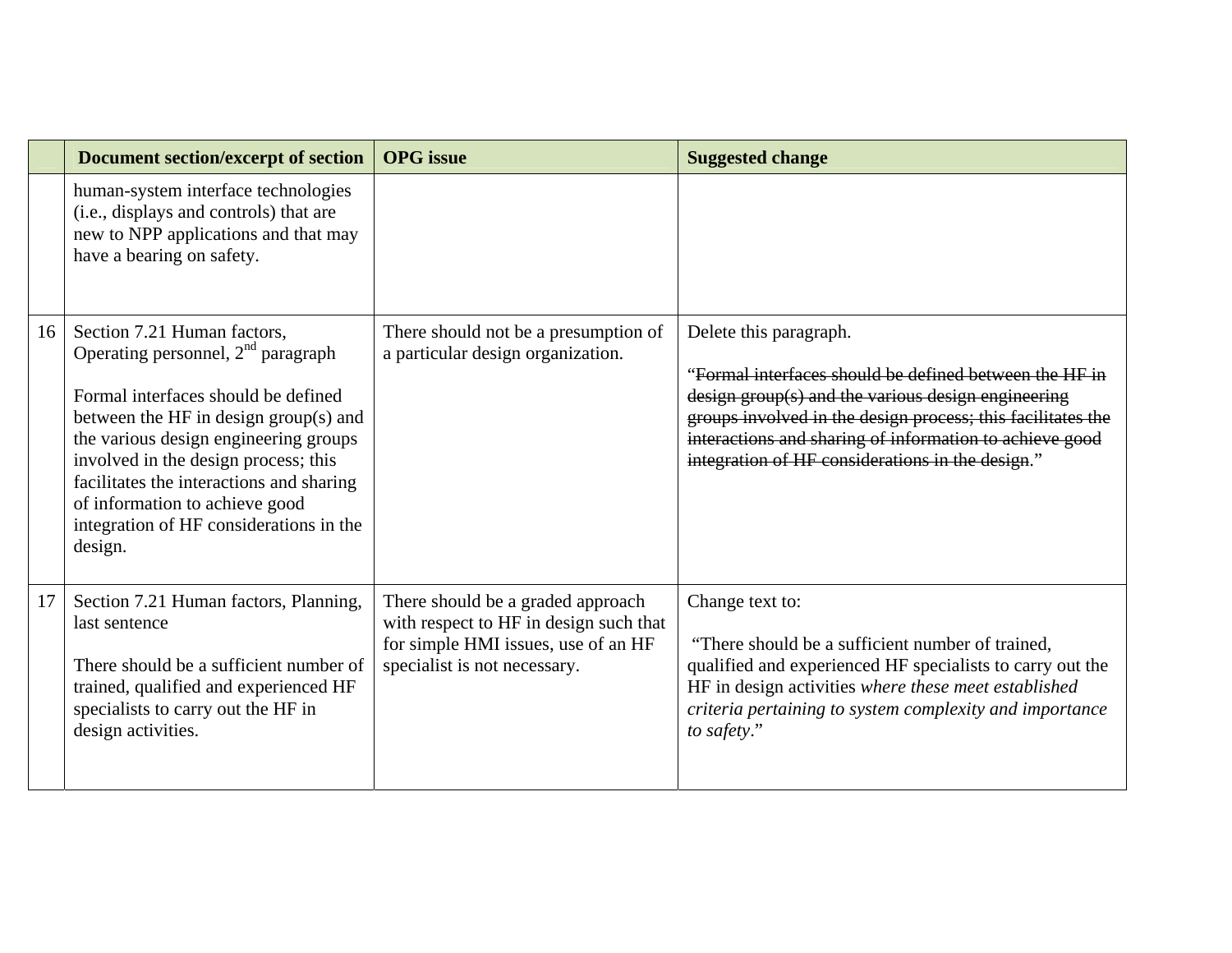| | Document section/excerpt of section | OPG issue | Suggested change |
|---|---|---|---|
| | human-system interface technologies (i.e., displays and controls) that are new to NPP applications and that may have a bearing on safety. | | |
| 16 | Section 7.21 Human factors, Operating personnel, 2nd paragraph<br><br>Formal interfaces should be defined between the HF in design group(s) and the various design engineering groups involved in the design process; this facilitates the interactions and sharing of information to achieve good integration of HF considerations in the design. | There should not be a presumption of a particular design organization. | Delete this paragraph.<br><br>"~~Formal interfaces should be defined between the HF in design group(s) and the various design engineering groups involved in the design process; this facilitates the interactions and sharing of information to achieve good integration of HF considerations in the design~~." |
| 17 | Section 7.21 Human factors, Planning, last sentence<br><br>There should be a sufficient number of trained, qualified and experienced HF specialists to carry out the HF in design activities. | There should be a graded approach with respect to HF in design such that for simple HMI issues, use of an HF specialist is not necessary. | Change text to:<br><br>"There should be a sufficient number of trained, qualified and experienced HF specialists to carry out the HF in design activities *where these meet established criteria pertaining to system complexity and importance to safety*." |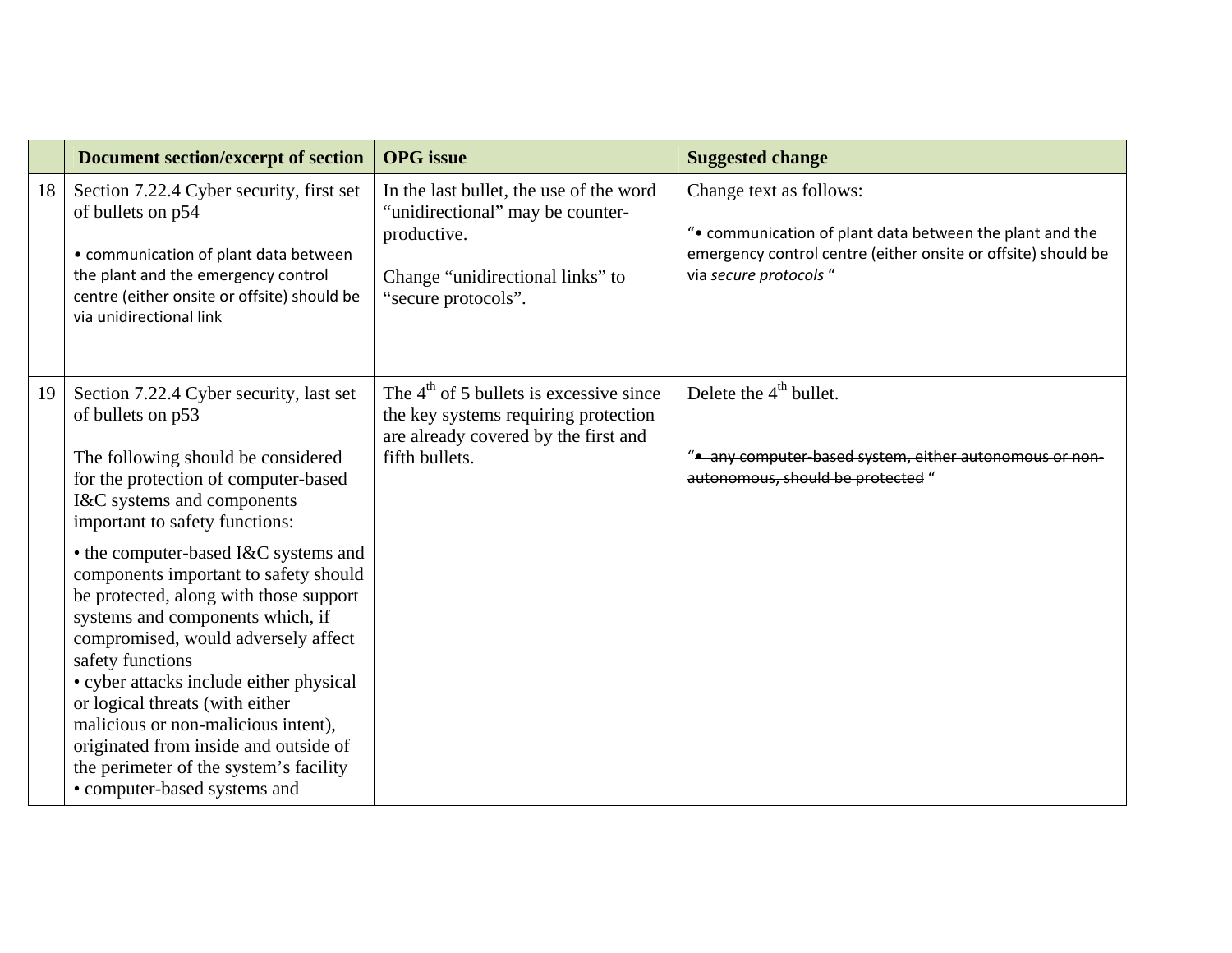| | Document section/excerpt of section | OPG issue | Suggested change |
|---|---|---|---|
| 18 | Section 7.22.4 Cyber security, first set of bullets on p54<br><br>• communication of plant data between the plant and the emergency control centre (either onsite or offsite) should be via unidirectional link | In the last bullet, the use of the word "unidirectional" may be counter-productive.<br><br>Change "unidirectional links" to "secure protocols". | Change text as follows:<br><br>"• communication of plant data between the plant and the emergency control centre (either onsite or offsite) should be via *secure protocols* " |
| 19 | Section 7.22.4 Cyber security, last set of bullets on p53<br><br>The following should be considered for the protection of computer-based I&C systems and components important to safety functions:<br><br>• the computer-based I&C systems and components important to safety should be protected, along with those support systems and components which, if compromised, would adversely affect safety functions<br>• cyber attacks include either physical or logical threats (with either malicious or non-malicious intent), originated from inside and outside of the perimeter of the system's facility<br>• computer-based systems and | The 4th of 5 bullets is excessive since the key systems requiring protection are already covered by the first and fifth bullets. | Delete the 4th bullet.<br><br>"~~• any computer-based system, either autonomous or non-autonomous, should be protected~~ " |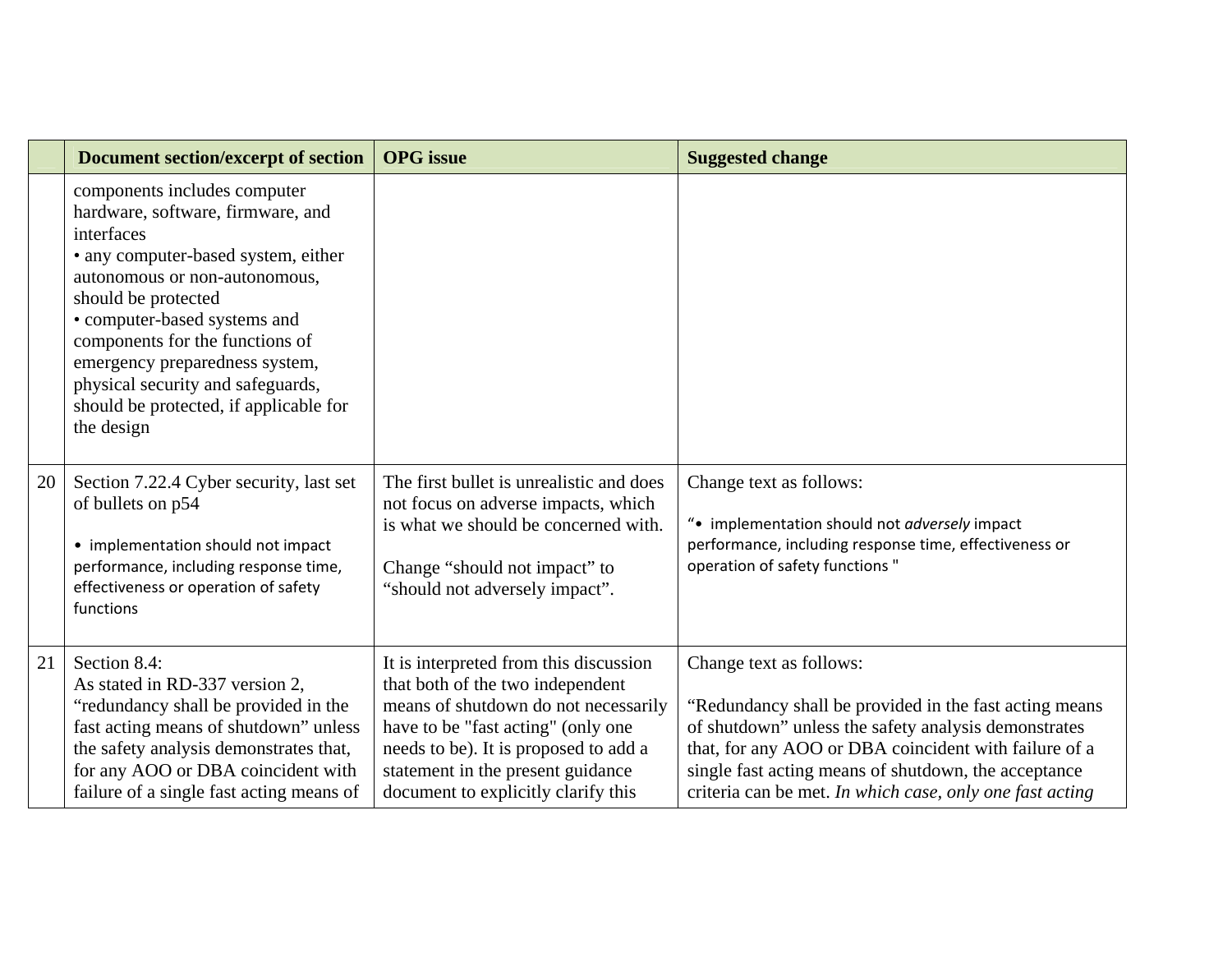| | Document section/excerpt of section | OPG issue | Suggested change |
|---|---|---|---|
| | components includes computer hardware, software, firmware, and interfaces<br>• any computer-based system, either autonomous or non-autonomous, should be protected<br>• computer-based systems and components for the functions of emergency preparedness system, physical security and safeguards, should be protected, if applicable for the design | | |
| 20 | Section 7.22.4 Cyber security, last set of bullets on p54<br><br>• implementation should not impact performance, including response time, effectiveness or operation of safety functions | The first bullet is unrealistic and does not focus on adverse impacts, which is what we should be concerned with.<br><br>Change "should not impact" to "should not adversely impact". | Change text as follows:<br><br>"• implementation should not *adversely* impact performance, including response time, effectiveness or operation of safety functions " |
| 21 | Section 8.4:<br>As stated in RD-337 version 2, "redundancy shall be provided in the fast acting means of shutdown" unless the safety analysis demonstrates that, for any AOO or DBA coincident with failure of a single fast acting means of | It is interpreted from this discussion that both of the two independent means of shutdown do not necessarily have to be "fast acting" (only one needs to be). It is proposed to add a statement in the present guidance document to explicitly clarify this | Change text as follows:<br><br>"Redundancy shall be provided in the fast acting means of shutdown" unless the safety analysis demonstrates that, for any AOO or DBA coincident with failure of a single fast acting means of shutdown, the acceptance criteria can be met. *In which case, only one fast acting* |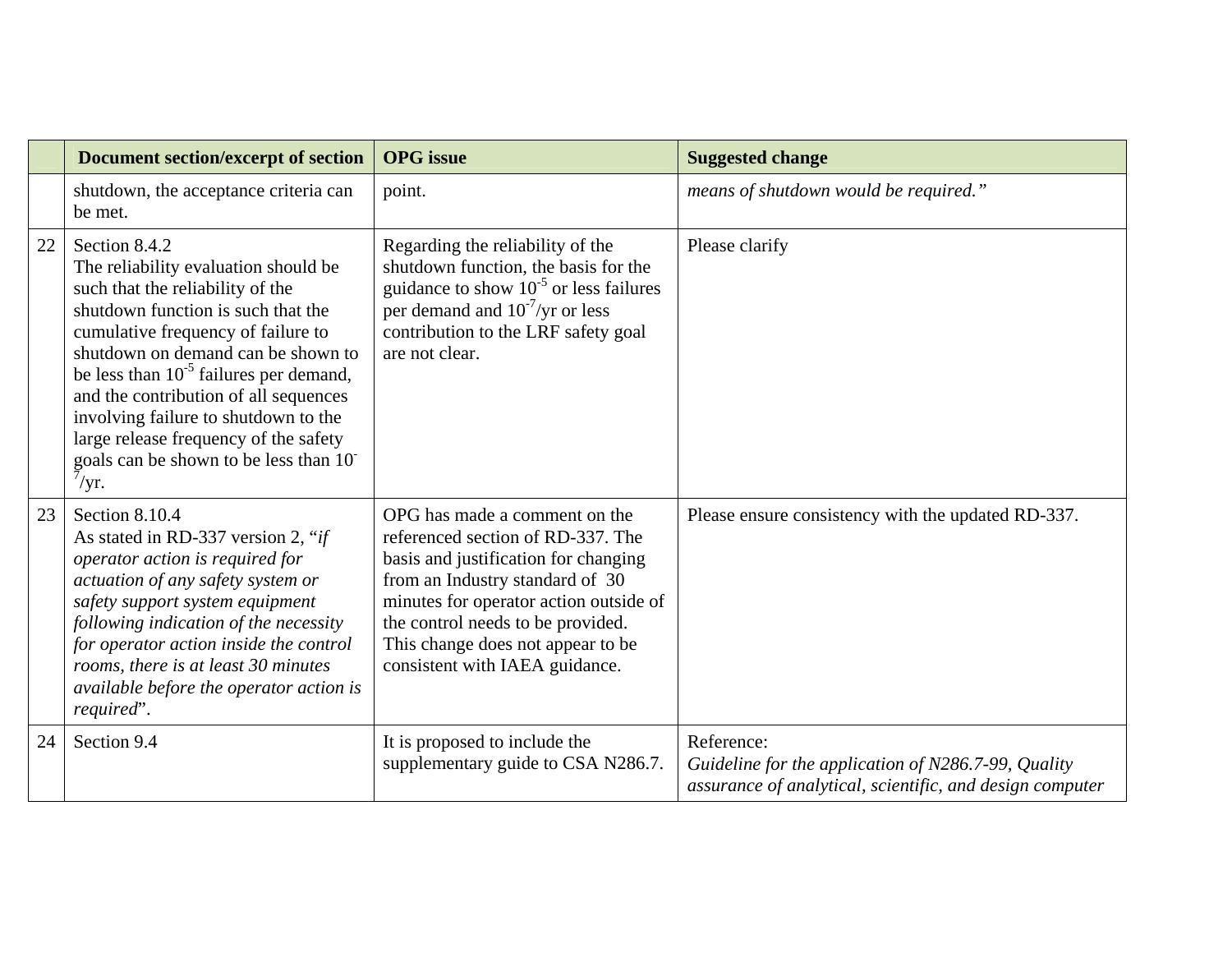|  | Document section/excerpt of section | OPG issue | Suggested change |
|---|---|---|---|
|  | shutdown, the acceptance criteria can be met. | point. | *means of shutdown would be required."* |
| 22 | Section 8.4.2<br>The reliability evaluation should be such that the reliability of the shutdown function is such that the cumulative frequency of failure to shutdown on demand can be shown to be less than $10^{-5}$ failures per demand, and the contribution of all sequences involving failure to shutdown to the large release frequency of the safety goals can be shown to be less than $10^{-7}$/yr. | Regarding the reliability of the shutdown function, the basis for the guidance to show $10^{-5}$ or less failures per demand and $10^{-7}$/yr or less contribution to the LRF safety goal are not clear. | Please clarify |
| 23 | Section 8.10.4<br>As stated in RD-337 version 2, "*if operator action is required for actuation of any safety system or safety support system equipment following indication of the necessity for operator action inside the control rooms, there is at least 30 minutes available before the operator action is required*". | OPG has made a comment on the referenced section of RD-337. The basis and justification for changing from an Industry standard of 30 minutes for operator action outside of the control needs to be provided. This change does not appear to be consistent with IAEA guidance. | Please ensure consistency with the updated RD-337. |
| 24 | Section 9.4 | It is proposed to include the supplementary guide to CSA N286.7. | Reference:<br>*Guideline for the application of N286.7-99, Quality assurance of analytical, scientific, and design computer* |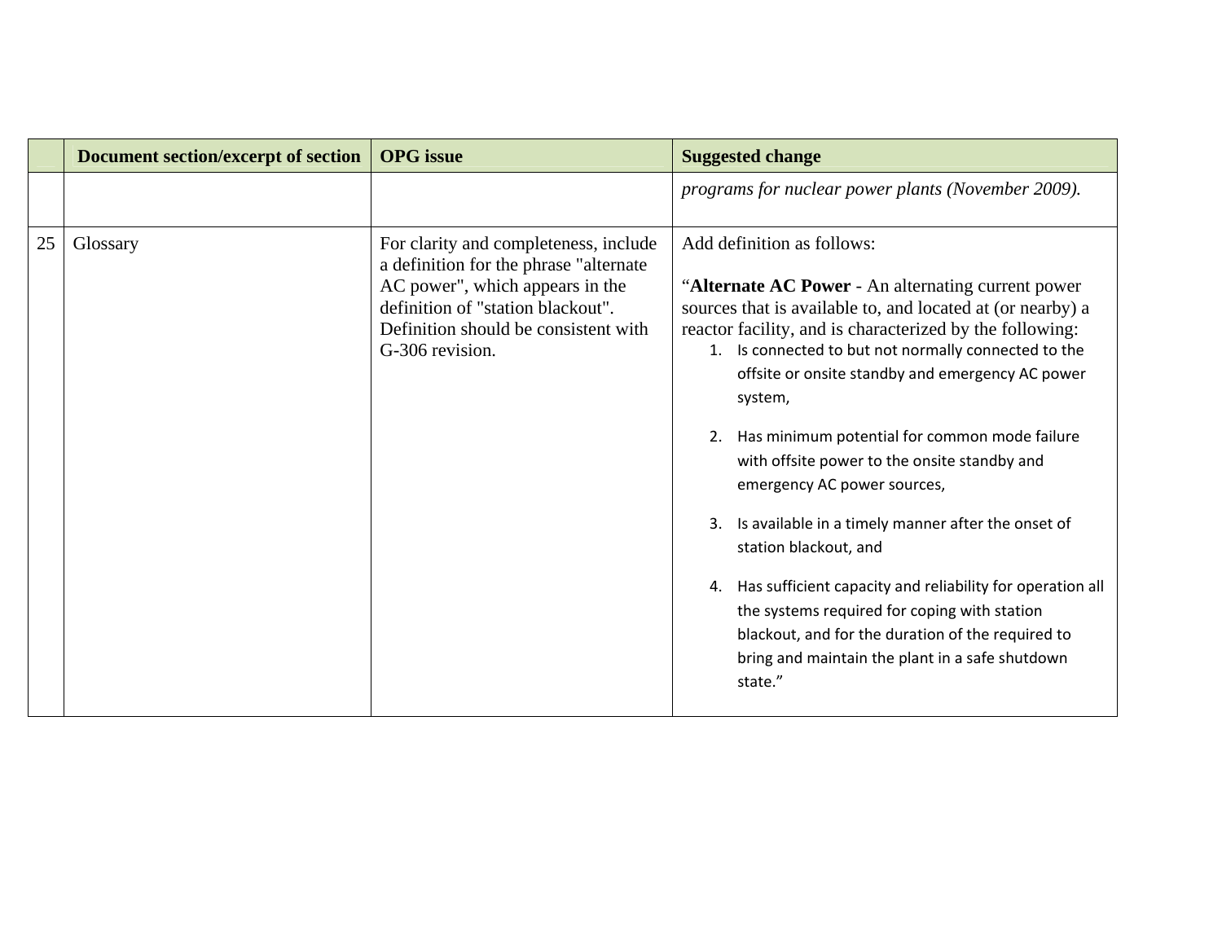| | Document section/excerpt of section | OPG issue | Suggested change |
|---|---|---|---|
| | | | *programs for nuclear power plants (November 2009).* |
| 25 | Glossary | For clarity and completeness, include a definition for the phrase "alternate AC power", which appears in the definition of "station blackout". Definition should be consistent with G-306 revision. | Add definition as follows:<br><br>"**Alternate AC Power** - An alternating current power sources that is available to, and located at (or nearby) a reactor facility, and is characterized by the following:<br>1. Is connected to but not normally connected to the offsite or onsite standby and emergency AC power system,<br>2. Has minimum potential for common mode failure with offsite power to the onsite standby and emergency AC power sources,<br>3. Is available in a timely manner after the onset of station blackout, and<br>4. Has sufficient capacity and reliability for operation all the systems required for coping with station blackout, and for the duration of the required to bring and maintain the plant in a safe shutdown state." |